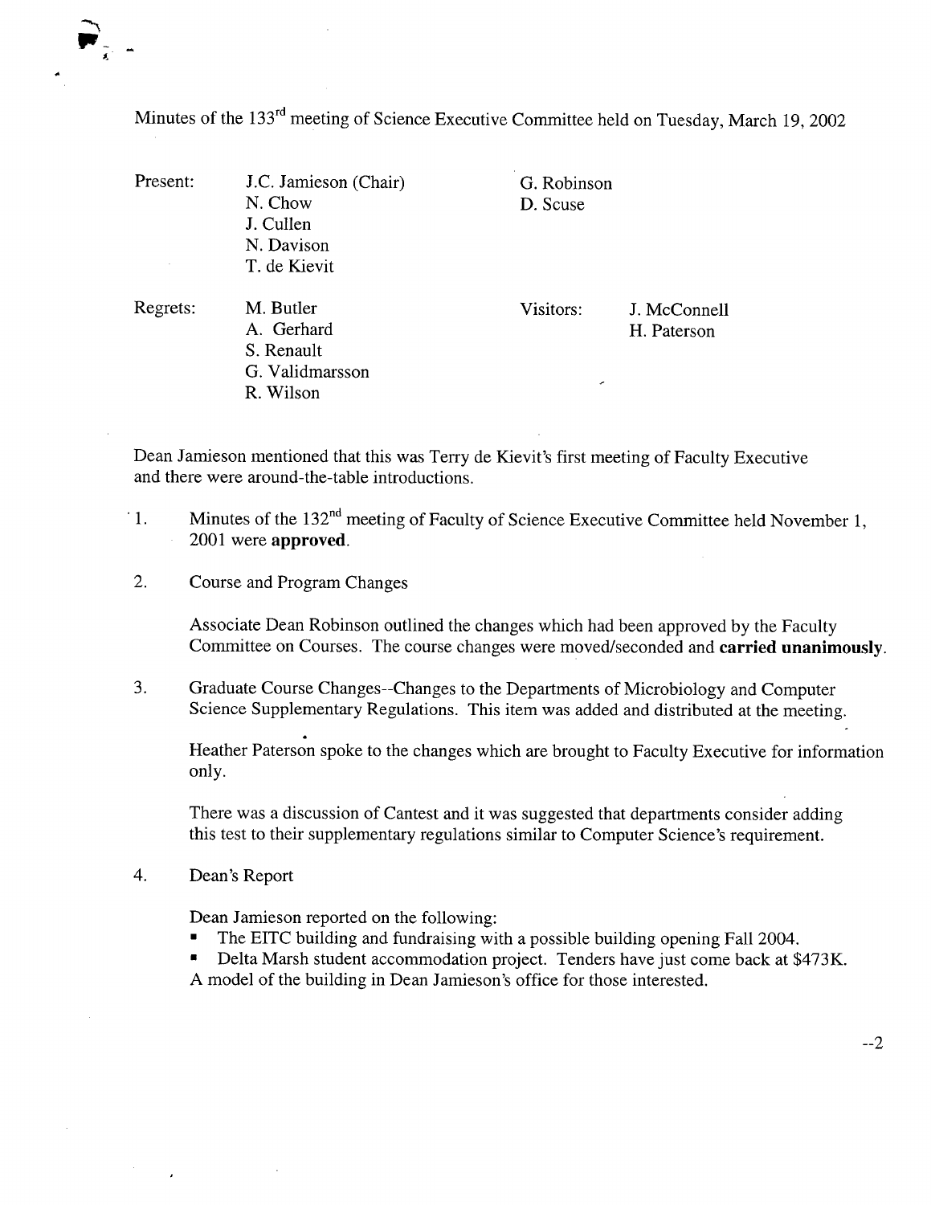Minutes of the 133rd meeting of Science Executive Committee held on Tuesday, March 19, 2002

| | | | |
|---|---|---|---|
| Present: | J.C. Jamieson (Chair) | G. Robinson | |
| | N. Chow | D. Scuse | |
| | J. Cullen | | |
| | N. Davison | | |
| | T. de Kievit | | |
| Regrets: | M. Butler | Visitors: | J. McConnell |
| | A. Gerhard | | H. Paterson |
| | S. Renault | | |
| | G. Validmarsson | | |
| | R. Wilson | | |

Dean Jamieson mentioned that this was Terry de Kievit's first meeting of Faculty Executive and there were around-the-table introductions.

1. Minutes of the 132nd meeting of Faculty of Science Executive Committee held November 1, 2001 were **approved**.

2. Course and Program Changes

   Associate Dean Robinson outlined the changes which had been approved by the Faculty Committee on Courses. The course changes were moved/seconded and **carried unanimously**.

3. Graduate Course Changes--Changes to the Departments of Microbiology and Computer Science Supplementary Regulations. This item was added and distributed at the meeting.

   Heather Paterson spoke to the changes which are brought to Faculty Executive for information only.

   There was a discussion of Cantest and it was suggested that departments consider adding this test to their supplementary regulations similar to Computer Science's requirement.

4. Dean's Report

   Dean Jamieson reported on the following:
   - The EITC building and fundraising with a possible building opening Fall 2004.
   - Delta Marsh student accommodation project. Tenders have just come back at $473K.

   A model of the building in Dean Jamieson's office for those interested.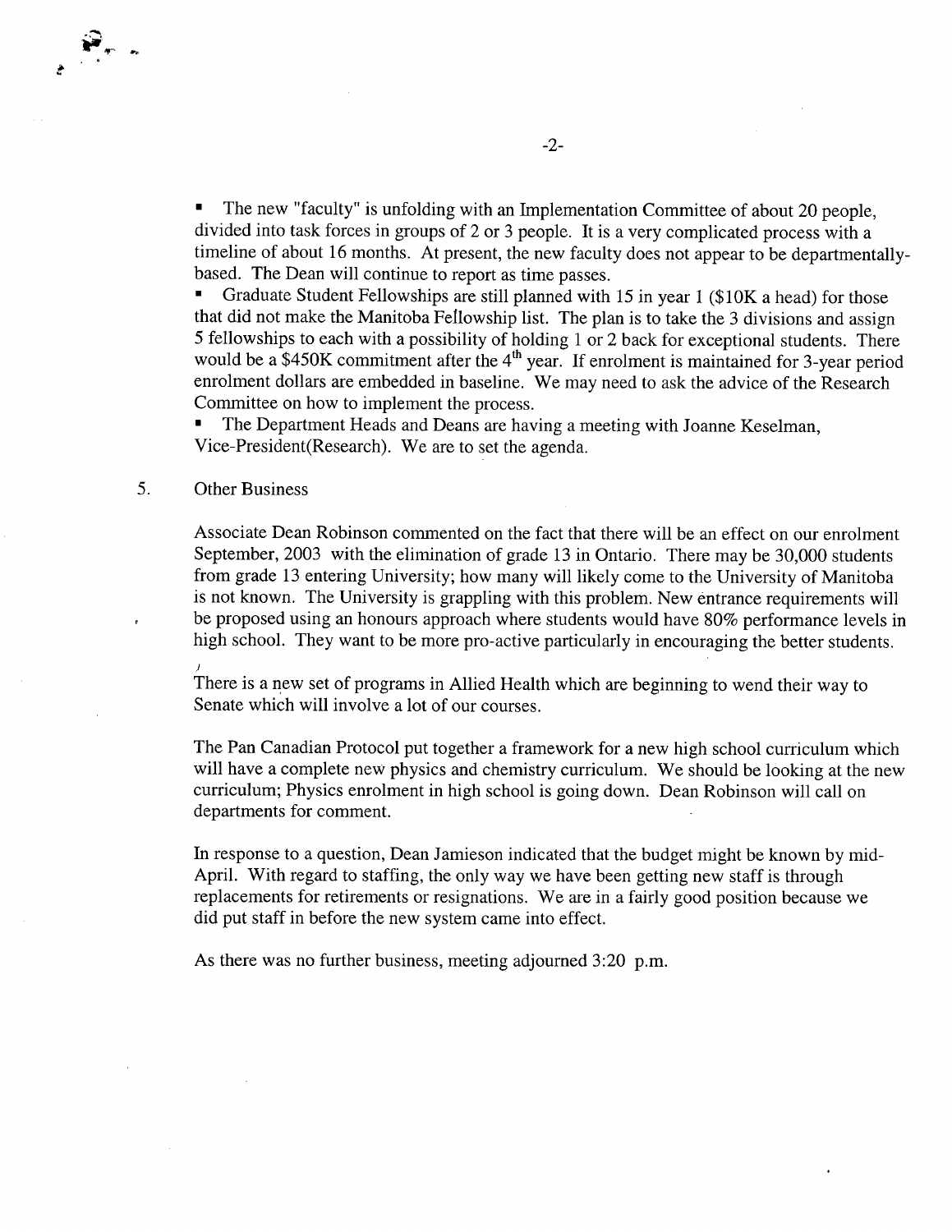- The new "faculty" is unfolding with an Implementation Committee of about 20 people, divided into task forces in groups of 2 or 3 people. It is a very complicated process with a timeline of about 16 months. At present, the new faculty does not appear to be departmentally-based. The Dean will continue to report as time passes.
- Graduate Student Fellowships are still planned with 15 in year 1 ($10K a head) for those that did not make the Manitoba Fellowship list. The plan is to take the 3 divisions and assign 5 fellowships to each with a possibility of holding 1 or 2 back for exceptional students. There would be a $450K commitment after the 4th year. If enrolment is maintained for 3-year period enrolment dollars are embedded in baseline. We may need to ask the advice of the Research Committee on how to implement the process.
- The Department Heads and Deans are having a meeting with Joanne Keselman, Vice-President(Research). We are to set the agenda.

5. Other Business

Associate Dean Robinson commented on the fact that there will be an effect on our enrolment September, 2003 with the elimination of grade 13 in Ontario. There may be 30,000 students from grade 13 entering University; how many will likely come to the University of Manitoba is not known. The University is grappling with this problem. New entrance requirements will be proposed using an honours approach where students would have 80% performance levels in high school. They want to be more pro-active particularly in encouraging the better students.

There is a new set of programs in Allied Health which are beginning to wend their way to Senate which will involve a lot of our courses.

The Pan Canadian Protocol put together a framework for a new high school curriculum which will have a complete new physics and chemistry curriculum. We should be looking at the new curriculum; Physics enrolment in high school is going down. Dean Robinson will call on departments for comment.

In response to a question, Dean Jamieson indicated that the budget might be known by mid-April. With regard to staffing, the only way we have been getting new staff is through replacements for retirements or resignations. We are in a fairly good position because we did put staff in before the new system came into effect.

As there was no further business, meeting adjourned 3:20 p.m.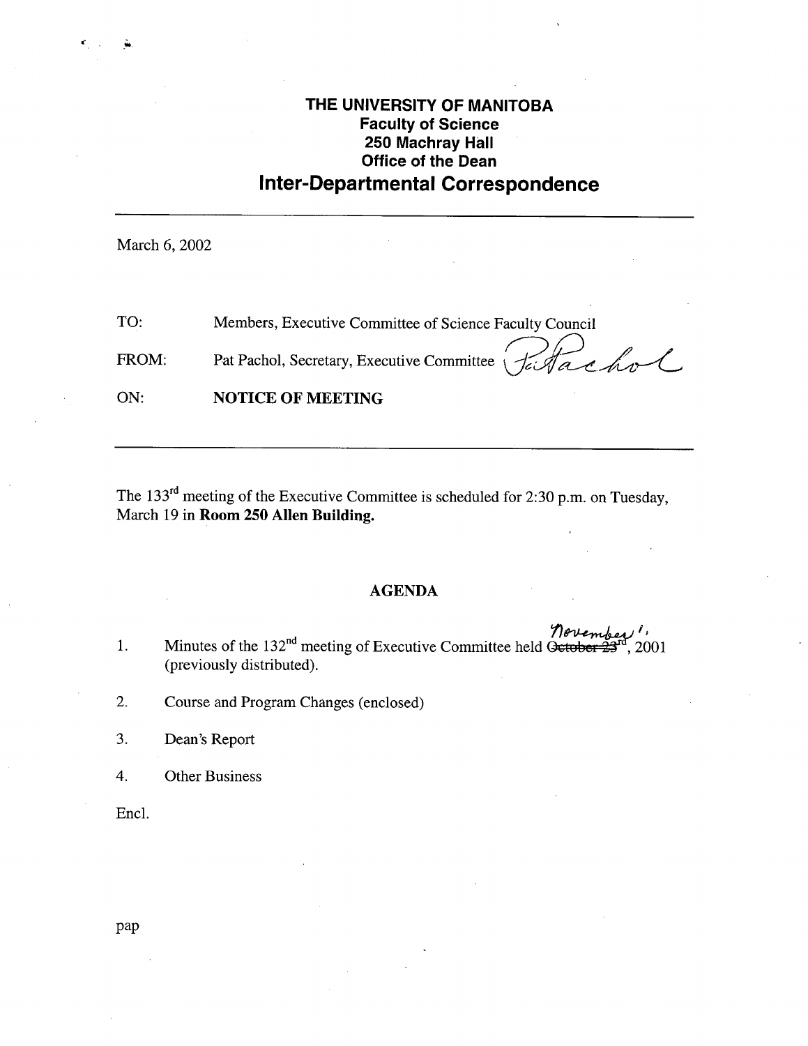**THE UNIVERSITY OF MANITOBA**
**Faculty of Science**
**250 Machray Hall**
**Office of the Dean**

# Inter-Departmental Correspondence

---

March 6, 2002

TO: Members, Executive Committee of Science Faculty Council

FROM: Pat Pachol, Secretary, Executive Committee

ON: **NOTICE OF MEETING**

---

The 133rd meeting of the Executive Committee is scheduled for 2:30 p.m. on Tuesday, March 19 in **Room 250 Allen Building.**

## AGENDA

1. Minutes of the 132nd meeting of Executive Committee held ~~October 23rd~~ November 1, 2001 (previously distributed).
2. Course and Program Changes (enclosed)
3. Dean's Report
4. Other Business

Encl.

pap